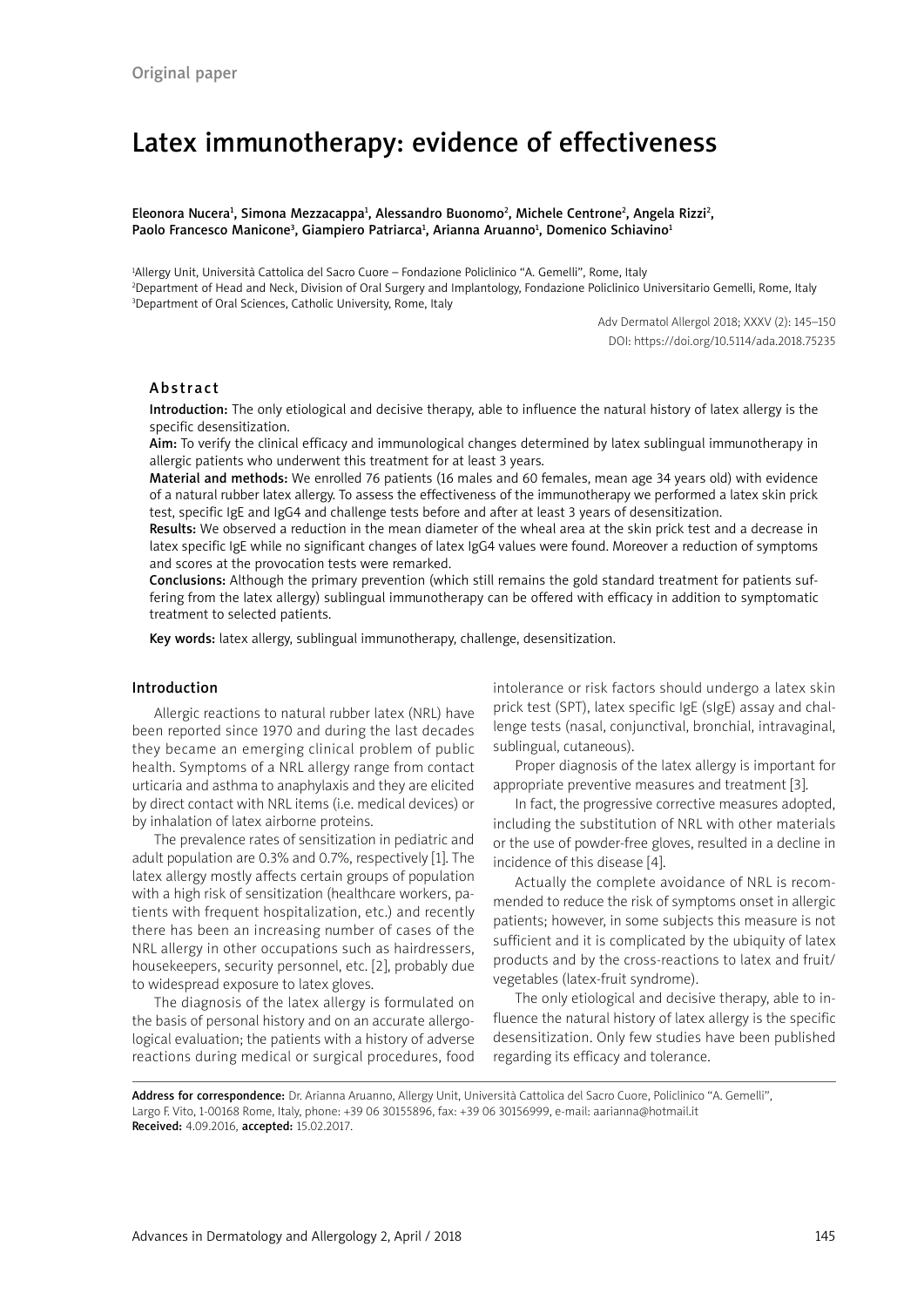Original paper

# Latex immunotherapy: evidence of effectiveness

Eleonora Nucera[1], Simona Mezzacappa[1], Alessandro Buonomo[2], Michele Centrone[2], Angela Rizzi[2], Paolo Francesco Manicone[3], Giampiero Patriarca[1], Arianna Aruanno[1], Domenico Schiavino[1]

[1]Allergy Unit, Università Cattolica del Sacro Cuore – Fondazione Policlinico "A. Gemelli", Rome, Italy
[2]Department of Head and Neck, Division of Oral Surgery and Implantology, Fondazione Policlinico Universitario Gemelli, Rome, Italy
[3]Department of Oral Sciences, Catholic University, Rome, Italy

Adv Dermatol Allergol 2018; XXXV (2): 145–150
DOI: https://doi.org/10.5114/ada.2018.75235

## Abstract

**Introduction:** The only etiological and decisive therapy, able to influence the natural history of latex allergy is the specific desensitization.

**Aim:** To verify the clinical efficacy and immunological changes determined by latex sublingual immunotherapy in allergic patients who underwent this treatment for at least 3 years.

**Material and methods:** We enrolled 76 patients (16 males and 60 females, mean age 34 years old) with evidence of a natural rubber latex allergy. To assess the effectiveness of the immunotherapy we performed a latex skin prick test, specific IgE and IgG4 and challenge tests before and after at least 3 years of desensitization.

**Results:** We observed a reduction in the mean diameter of the wheal area at the skin prick test and a decrease in latex specific IgE while no significant changes of latex IgG4 values were found. Moreover a reduction of symptoms and scores at the provocation tests were remarked.

**Conclusions:** Although the primary prevention (which still remains the gold standard treatment for patients suffering from the latex allergy) sublingual immunotherapy can be offered with efficacy in addition to symptomatic treatment to selected patients.

**Key words:** latex allergy, sublingual immunotherapy, challenge, desensitization.

## Introduction

Allergic reactions to natural rubber latex (NRL) have been reported since 1970 and during the last decades they became an emerging clinical problem of public health. Symptoms of a NRL allergy range from contact urticaria and asthma to anaphylaxis and they are elicited by direct contact with NRL items (i.e. medical devices) or by inhalation of latex airborne proteins.

The prevalence rates of sensitization in pediatric and adult population are 0.3% and 0.7%, respectively [1]. The latex allergy mostly affects certain groups of population with a high risk of sensitization (healthcare workers, patients with frequent hospitalization, etc.) and recently there has been an increasing number of cases of the NRL allergy in other occupations such as hairdressers, housekeepers, security personnel, etc. [2], probably due to widespread exposure to latex gloves.

The diagnosis of the latex allergy is formulated on the basis of personal history and on an accurate allergological evaluation; the patients with a history of adverse reactions during medical or surgical procedures, food intolerance or risk factors should undergo a latex skin prick test (SPT), latex specific IgE (sIgE) assay and challenge tests (nasal, conjunctival, bronchial, intravaginal, sublingual, cutaneous).

Proper diagnosis of the latex allergy is important for appropriate preventive measures and treatment [3].

In fact, the progressive corrective measures adopted, including the substitution of NRL with other materials or the use of powder-free gloves, resulted in a decline in incidence of this disease [4].

Actually the complete avoidance of NRL is recommended to reduce the risk of symptoms onset in allergic patients; however, in some subjects this measure is not sufficient and it is complicated by the ubiquity of latex products and by the cross-reactions to latex and fruit/vegetables (latex-fruit syndrome).

The only etiological and decisive therapy, able to influence the natural history of latex allergy is the specific desensitization. Only few studies have been published regarding its efficacy and tolerance.

**Address for correspondence:** Dr. Arianna Aruanno, Allergy Unit, Università Cattolica del Sacro Cuore, Policlinico "A. Gemelli", Largo F. Vito, 1-00168 Rome, Italy, phone: +39 06 30155896, fax: +39 06 30156999, e-mail: aarianna@hotmail.it
**Received:** 4.09.2016, **accepted:** 15.02.2017.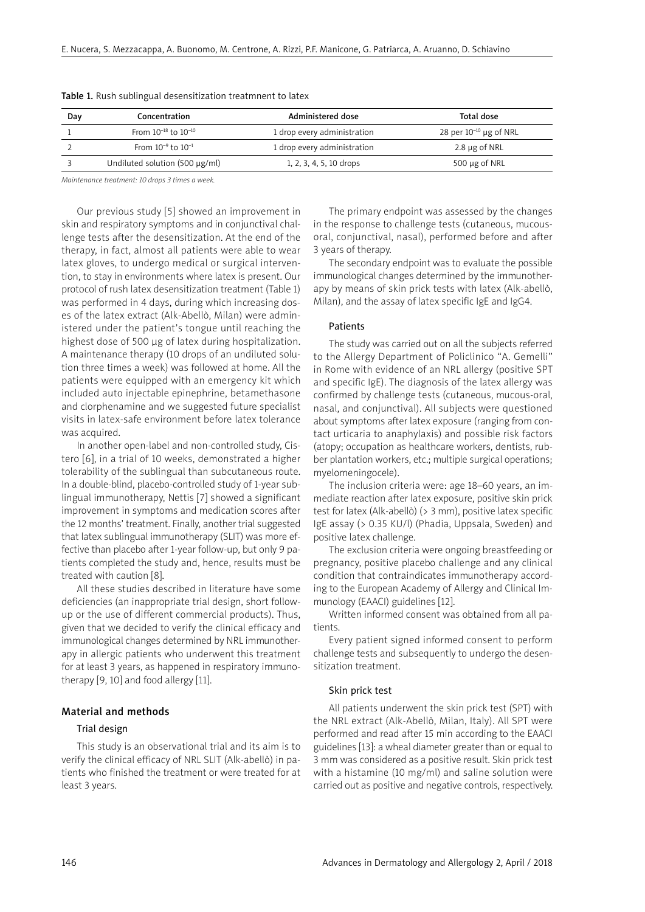**Table 1.** Rush sublingual desensitization treatmnent to latex

| Day | Concentration | Administered dose | Total dose |
|---|---|---|---|
| 1 | From $10^{-18}$ to $10^{-10}$ | 1 drop every administration | 28 per $10^{-10}$ μg of NRL |
| 2 | From $10^{-9}$ to $10^{-1}$ | 1 drop every administration | 2.8 μg of NRL |
| 3 | Undiluted solution (500 μg/ml) | 1, 2, 3, 4, 5, 10 drops | 500 μg of NRL |

*Maintenance treatment: 10 drops 3 times a week.*

Our previous study [5] showed an improvement in skin and respiratory symptoms and in conjunctival challenge tests after the desensitization. At the end of the therapy, in fact, almost all patients were able to wear latex gloves, to undergo medical or surgical intervention, to stay in environments where latex is present. Our protocol of rush latex desensitization treatment (Table 1) was performed in 4 days, during which increasing doses of the latex extract (Alk-Abellò, Milan) were administered under the patient's tongue until reaching the highest dose of 500 μg of latex during hospitalization. A maintenance therapy (10 drops of an undiluted solution three times a week) was followed at home. All the patients were equipped with an emergency kit which included auto injectable epinephrine, betamethasone and clorphenamine and we suggested future specialist visits in latex-safe environment before latex tolerance was acquired.

In another open-label and non-controlled study, Cistero [6], in a trial of 10 weeks, demonstrated a higher tolerability of the sublingual than subcutaneous route. In a double-blind, placebo-controlled study of 1-year sublingual immunotherapy, Nettis [7] showed a significant improvement in symptoms and medication scores after the 12 months' treatment. Finally, another trial suggested that latex sublingual immunotherapy (SLIT) was more effective than placebo after 1-year follow-up, but only 9 patients completed the study and, hence, results must be treated with caution [8].

All these studies described in literature have some deficiencies (an inappropriate trial design, short follow-up or the use of different commercial products). Thus, given that we decided to verify the clinical efficacy and immunological changes determined by NRL immunotherapy in allergic patients who underwent this treatment for at least 3 years, as happened in respiratory immunotherapy [9, 10] and food allergy [11].

## Material and methods

### Trial design

This study is an observational trial and its aim is to verify the clinical efficacy of NRL SLIT (Alk-abellò) in patients who finished the treatment or were treated for at least 3 years.

The primary endpoint was assessed by the changes in the response to challenge tests (cutaneous, mucous-oral, conjunctival, nasal), performed before and after 3 years of therapy.

The secondary endpoint was to evaluate the possible immunological changes determined by the immunotherapy by means of skin prick tests with latex (Alk-abellò, Milan), and the assay of latex specific IgE and IgG4.

### Patients

The study was carried out on all the subjects referred to the Allergy Department of Policlinico "A. Gemelli" in Rome with evidence of an NRL allergy (positive SPT and specific IgE). The diagnosis of the latex allergy was confirmed by challenge tests (cutaneous, mucous-oral, nasal, and conjunctival). All subjects were questioned about symptoms after latex exposure (ranging from contact urticaria to anaphylaxis) and possible risk factors (atopy; occupation as healthcare workers, dentists, rubber plantation workers, etc.; multiple surgical operations; myelomeningocele).

The inclusion criteria were: age 18–60 years, an immediate reaction after latex exposure, positive skin prick test for latex (Alk-abellò) (> 3 mm), positive latex specific IgE assay (> 0.35 KU/l) (Phadia, Uppsala, Sweden) and positive latex challenge.

The exclusion criteria were ongoing breastfeeding or pregnancy, positive placebo challenge and any clinical condition that contraindicates immunotherapy according to the European Academy of Allergy and Clinical Immunology (EAACI) guidelines [12].

Written informed consent was obtained from all patients.

Every patient signed informed consent to perform challenge tests and subsequently to undergo the desensitization treatment.

### Skin prick test

All patients underwent the skin prick test (SPT) with the NRL extract (Alk-Abellò, Milan, Italy). All SPT were performed and read after 15 min according to the EAACI guidelines [13]: a wheal diameter greater than or equal to 3 mm was considered as a positive result. Skin prick test with a histamine (10 mg/ml) and saline solution were carried out as positive and negative controls, respectively.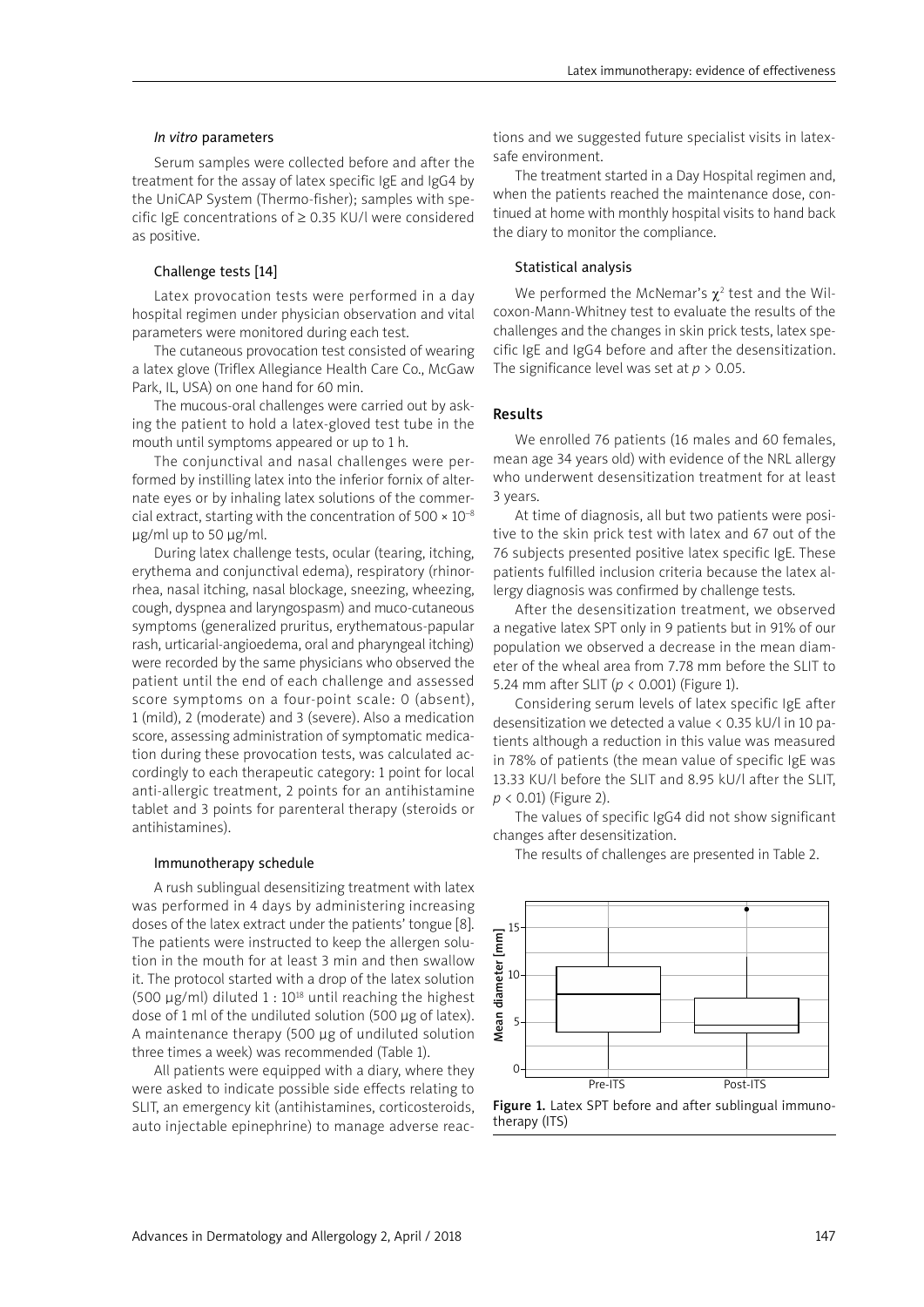### *In vitro* parameters

Serum samples were collected before and after the treatment for the assay of latex specific IgE and IgG4 by the UniCAP System (Thermo-fisher); samples with specific IgE concentrations of ≥ 0.35 KU/l were considered as positive.

### Challenge tests [14]

Latex provocation tests were performed in a day hospital regimen under physician observation and vital parameters were monitored during each test.

The cutaneous provocation test consisted of wearing a latex glove (Triflex Allegiance Health Care Co., McGaw Park, IL, USA) on one hand for 60 min.

The mucous-oral challenges were carried out by asking the patient to hold a latex-gloved test tube in the mouth until symptoms appeared or up to 1 h.

The conjunctival and nasal challenges were performed by instilling latex into the inferior fornix of alternate eyes or by inhaling latex solutions of the commercial extract, starting with the concentration of $500 \times 10^{-8}$ µg/ml up to 50 µg/ml.

During latex challenge tests, ocular (tearing, itching, erythema and conjunctival edema), respiratory (rhinorrhea, nasal itching, nasal blockage, sneezing, wheezing, cough, dyspnea and laryngospasm) and muco-cutaneous symptoms (generalized pruritus, erythematous-papular rash, urticarial-angioedema, oral and pharyngeal itching) were recorded by the same physicians who observed the patient until the end of each challenge and assessed score symptoms on a four-point scale: 0 (absent), 1 (mild), 2 (moderate) and 3 (severe). Also a medication score, assessing administration of symptomatic medication during these provocation tests, was calculated accordingly to each therapeutic category: 1 point for local anti-allergic treatment, 2 points for an antihistamine tablet and 3 points for parenteral therapy (steroids or antihistamines).

### Immunotherapy schedule

A rush sublingual desensitizing treatment with latex was performed in 4 days by administering increasing doses of the latex extract under the patients' tongue [8]. The patients were instructed to keep the allergen solution in the mouth for at least 3 min and then swallow it. The protocol started with a drop of the latex solution (500 µg/ml) diluted $1 : 10^{18}$ until reaching the highest dose of 1 ml of the undiluted solution (500 µg of latex). A maintenance therapy (500 µg of undiluted solution three times a week) was recommended (Table 1).

All patients were equipped with a diary, where they were asked to indicate possible side effects relating to SLIT, an emergency kit (antihistamines, corticosteroids, auto injectable epinephrine) to manage adverse reactions and we suggested future specialist visits in latex-safe environment.

The treatment started in a Day Hospital regimen and, when the patients reached the maintenance dose, continued at home with monthly hospital visits to hand back the diary to monitor the compliance.

### Statistical analysis

We performed the McNemar's $\chi^2$ test and the Wilcoxon-Mann-Whitney test to evaluate the results of the challenges and the changes in skin prick tests, latex specific IgE and IgG4 before and after the desensitization. The significance level was set at $p > 0.05$.

## Results

We enrolled 76 patients (16 males and 60 females, mean age 34 years old) with evidence of the NRL allergy who underwent desensitization treatment for at least 3 years.

At time of diagnosis, all but two patients were positive to the skin prick test with latex and 67 out of the 76 subjects presented positive latex specific IgE. These patients fulfilled inclusion criteria because the latex allergy diagnosis was confirmed by challenge tests.

After the desensitization treatment, we observed a negative latex SPT only in 9 patients but in 91% of our population we observed a decrease in the mean diameter of the wheal area from 7.78 mm before the SLIT to 5.24 mm after SLIT ($p < 0.001$) (Figure 1).

Considering serum levels of latex specific IgE after desensitization we detected a value < 0.35 kU/l in 10 patients although a reduction in this value was measured in 78% of patients (the mean value of specific IgE was 13.33 KU/l before the SLIT and 8.95 kU/l after the SLIT, $p < 0.01$) (Figure 2).

The values of specific IgG4 did not show significant changes after desensitization.

The results of challenges are presented in Table 2.

**Figure 1.** Latex SPT before and after sublingual immunotherapy (ITS)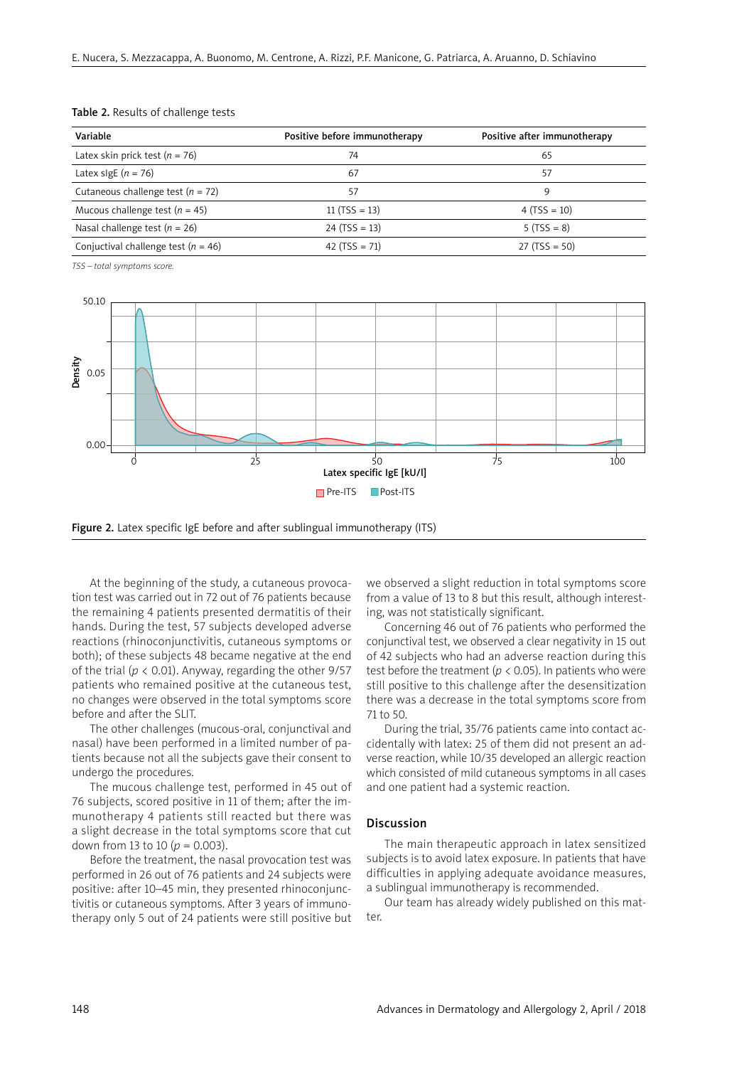**Table 2.** Results of challenge tests

| Variable | Positive before immunotherapy | Positive after immunotherapy |
|---|---|---|
| Latex skin prick test ($n$ = 76) | 74 | 65 |
| Latex sIgE ($n$ = 76) | 67 | 57 |
| Cutaneous challenge test ($n$ = 72) | 57 | 9 |
| Mucous challenge test ($n$ = 45) | 11 (TSS = 13) | 4 (TSS = 10) |
| Nasal challenge test ($n$ = 26) | 24 (TSS = 13) | 5 (TSS = 8) |
| Conjunctival challenge test ($n$ = 46) | 42 (TSS = 71) | 27 (TSS = 50) |

*TSS – total symptoms score.*

**Figure 2.** Latex specific IgE before and after sublingual immunotherapy (ITS)

At the beginning of the study, a cutaneous provocation test was carried out in 72 out of 76 patients because the remaining 4 patients presented dermatitis of their hands. During the test, 57 subjects developed adverse reactions (rhinoconjunctivitis, cutaneous symptoms or both); of these subjects 48 became negative at the end of the trial ($p$ < 0.01). Anyway, regarding the other 9/57 patients who remained positive at the cutaneous test, no changes were observed in the total symptoms score before and after the SLIT.

The other challenges (mucous-oral, conjunctival and nasal) have been performed in a limited number of patients because not all the subjects gave their consent to undergo the procedures.

The mucous challenge test, performed in 45 out of 76 subjects, scored positive in 11 of them; after the immunotherapy 4 patients still reacted but there was a slight decrease in the total symptoms score that cut down from 13 to 10 ($p$ = 0.003).

Before the treatment, the nasal provocation test was performed in 26 out of 76 patients and 24 subjects were positive: after 10–45 min, they presented rhinoconjunctivitis or cutaneous symptoms. After 3 years of immunotherapy only 5 out of 24 patients were still positive but we observed a slight reduction in total symptoms score from a value of 13 to 8 but this result, although interesting, was not statistically significant.

Concerning 46 out of 76 patients who performed the conjunctival test, we observed a clear negativity in 15 out of 42 subjects who had an adverse reaction during this test before the treatment ($p$ < 0.05). In patients who were still positive to this challenge after the desensitization there was a decrease in the total symptoms score from 71 to 50.

During the trial, 35/76 patients came into contact accidentally with latex: 25 of them did not present an adverse reaction, while 10/35 developed an allergic reaction which consisted of mild cutaneous symptoms in all cases and one patient had a systemic reaction.

## Discussion

The main therapeutic approach in latex sensitized subjects is to avoid latex exposure. In patients that have difficulties in applying adequate avoidance measures, a sublingual immunotherapy is recommended.

Our team has already widely published on this matter.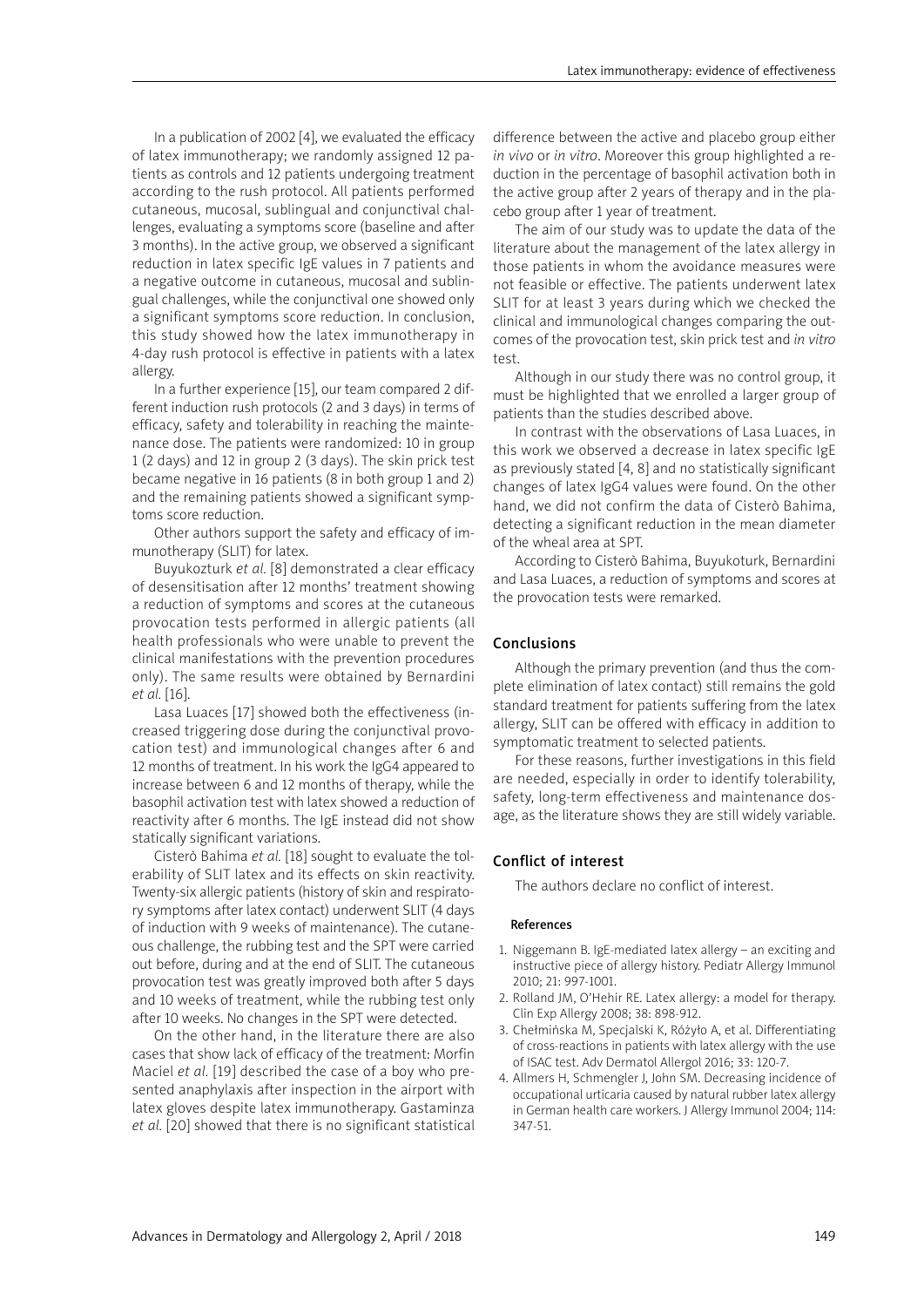In a publication of 2002 [4], we evaluated the efficacy of latex immunotherapy; we randomly assigned 12 patients as controls and 12 patients undergoing treatment according to the rush protocol. All patients performed cutaneous, mucosal, sublingual and conjunctival challenges, evaluating a symptoms score (baseline and after 3 months). In the active group, we observed a significant reduction in latex specific IgE values in 7 patients and a negative outcome in cutaneous, mucosal and sublingual challenges, while the conjunctival one showed only a significant symptoms score reduction. In conclusion, this study showed how the latex immunotherapy in 4-day rush protocol is effective in patients with a latex allergy.

In a further experience [15], our team compared 2 different induction rush protocols (2 and 3 days) in terms of efficacy, safety and tolerability in reaching the maintenance dose. The patients were randomized: 10 in group 1 (2 days) and 12 in group 2 (3 days). The skin prick test became negative in 16 patients (8 in both group 1 and 2) and the remaining patients showed a significant symptoms score reduction.

Other authors support the safety and efficacy of immunotherapy (SLIT) for latex.

Buyukozturk *et al.* [8] demonstrated a clear efficacy of desensitisation after 12 months' treatment showing a reduction of symptoms and scores at the cutaneous provocation tests performed in allergic patients (all health professionals who were unable to prevent the clinical manifestations with the prevention procedures only). The same results were obtained by Bernardini *et al.* [16].

Lasa Luaces [17] showed both the effectiveness (increased triggering dose during the conjunctival provocation test) and immunological changes after 6 and 12 months of treatment. In his work the IgG4 appeared to increase between 6 and 12 months of therapy, while the basophil activation test with latex showed a reduction of reactivity after 6 months. The IgE instead did not show statically significant variations.

Cisterò Bahima *et al.* [18] sought to evaluate the tolerability of SLIT latex and its effects on skin reactivity. Twenty-six allergic patients (history of skin and respiratory symptoms after latex contact) underwent SLIT (4 days of induction with 9 weeks of maintenance). The cutaneous challenge, the rubbing test and the SPT were carried out before, during and at the end of SLIT. The cutaneous provocation test was greatly improved both after 5 days and 10 weeks of treatment, while the rubbing test only after 10 weeks. No changes in the SPT were detected.

On the other hand, in the literature there are also cases that show lack of efficacy of the treatment: Morfin Maciel *et al.* [19] described the case of a boy who presented anaphylaxis after inspection in the airport with latex gloves despite latex immunotherapy. Gastaminza *et al.* [20] showed that there is no significant statistical difference between the active and placebo group either *in vivo* or *in vitro*. Moreover this group highlighted a reduction in the percentage of basophil activation both in the active group after 2 years of therapy and in the placebo group after 1 year of treatment.

The aim of our study was to update the data of the literature about the management of the latex allergy in those patients in whom the avoidance measures were not feasible or effective. The patients underwent latex SLIT for at least 3 years during which we checked the clinical and immunological changes comparing the outcomes of the provocation test, skin prick test and *in vitro* test.

Although in our study there was no control group, it must be highlighted that we enrolled a larger group of patients than the studies described above.

In contrast with the observations of Lasa Luaces, in this work we observed a decrease in latex specific IgE as previously stated [4, 8] and no statistically significant changes of latex IgG4 values were found. On the other hand, we did not confirm the data of Cisterò Bahima, detecting a significant reduction in the mean diameter of the wheal area at SPT.

According to Cisterò Bahima, Buyukoturk, Bernardini and Lasa Luaces, a reduction of symptoms and scores at the provocation tests were remarked.

## Conclusions

Although the primary prevention (and thus the complete elimination of latex contact) still remains the gold standard treatment for patients suffering from the latex allergy, SLIT can be offered with efficacy in addition to symptomatic treatment to selected patients.

For these reasons, further investigations in this field are needed, especially in order to identify tolerability, safety, long-term effectiveness and maintenance dosage, as the literature shows they are still widely variable.

## Conflict of interest

The authors declare no conflict of interest.

### References

1. Niggemann B. IgE-mediated latex allergy – an exciting and instructive piece of allergy history. Pediatr Allergy Immunol 2010; 21: 997-1001.
2. Rolland JM, O'Hehir RE. Latex allergy: a model for therapy. Clin Exp Allergy 2008; 38: 898-912.
3. Chełmińska M, Specjalski K, Różyło A, et al. Differentiating of cross-reactions in patients with latex allergy with the use of ISAC test. Adv Dermatol Allergol 2016; 33: 120-7.
4. Allmers H, Schmengler J, John SM. Decreasing incidence of occupational urticaria caused by natural rubber latex allergy in German health care workers. J Allergy Immunol 2004; 114: 347-51.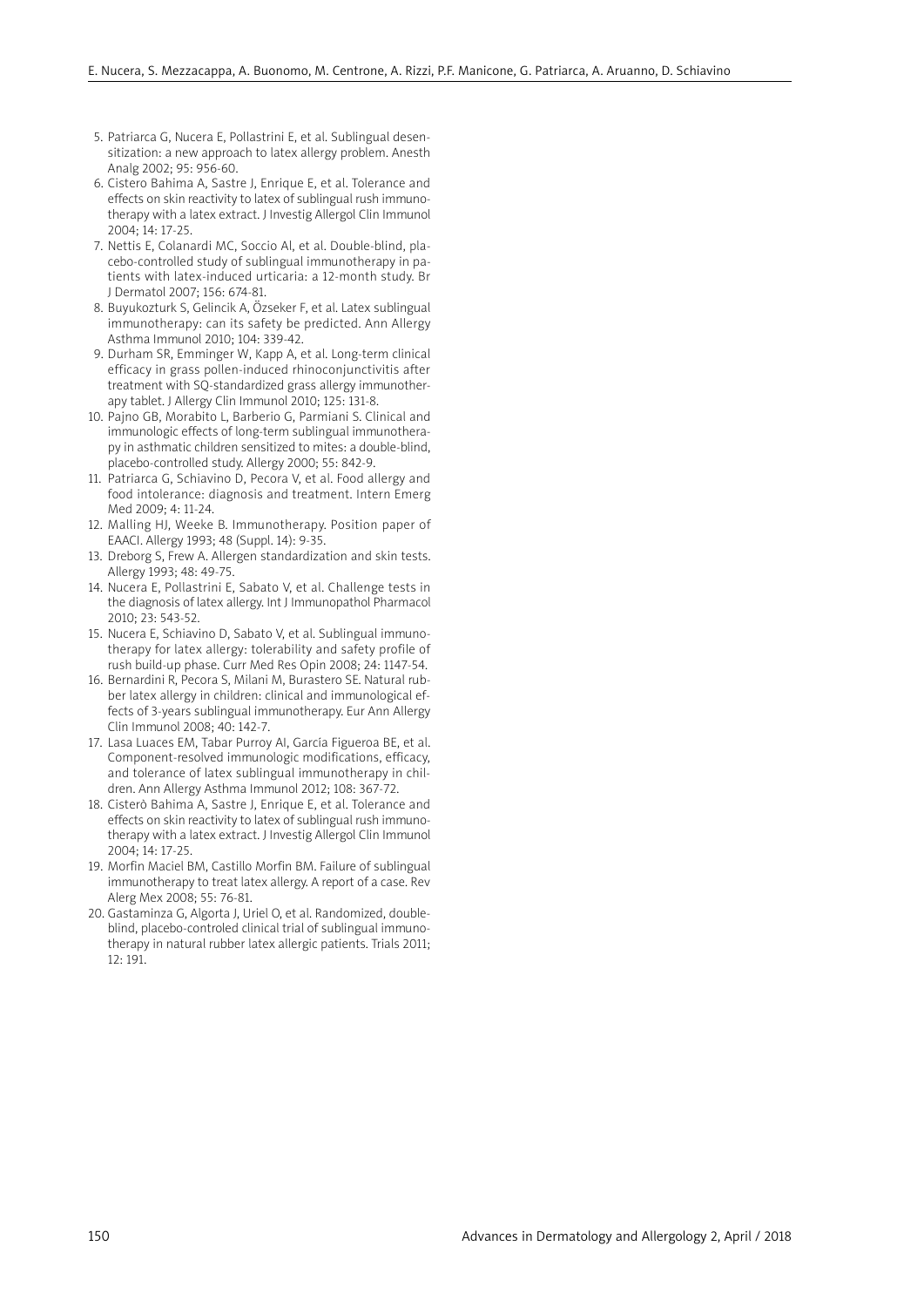5. Patriarca G, Nucera E, Pollastrini E, et al. Sublingual desensitization: a new approach to latex allergy problem. Anesth Analg 2002; 95: 956-60.
6. Cistero Bahima A, Sastre J, Enrique E, et al. Tolerance and effects on skin reactivity to latex of sublingual rush immunotherapy with a latex extract. J Investig Allergol Clin Immunol 2004; 14: 17-25.
7. Nettis E, Colanardi MC, Soccio AI, et al. Double-blind, placebo-controlled study of sublingual immunotherapy in patients with latex-induced urticaria: a 12-month study. Br J Dermatol 2007; 156: 674-81.
8. Buyukozturk S, Gelincik A, Özseker F, et al. Latex sublingual immunotherapy: can its safety be predicted. Ann Allergy Asthma Immunol 2010; 104: 339-42.
9. Durham SR, Emminger W, Kapp A, et al. Long-term clinical efficacy in grass pollen-induced rhinoconjunctivitis after treatment with SQ-standardized grass allergy immunotherapy tablet. J Allergy Clin Immunol 2010; 125: 131-8.
10. Pajno GB, Morabito L, Barberio G, Parmiani S. Clinical and immunologic effects of long-term sublingual immunotherapy in asthmatic children sensitized to mites: a double-blind, placebo-controlled study. Allergy 2000; 55: 842-9.
11. Patriarca G, Schiavino D, Pecora V, et al. Food allergy and food intolerance: diagnosis and treatment. Intern Emerg Med 2009; 4: 11-24.
12. Malling HJ, Weeke B. Immunotherapy. Position paper of EAACI. Allergy 1993; 48 (Suppl. 14): 9-35.
13. Dreborg S, Frew A. Allergen standardization and skin tests. Allergy 1993; 48: 49-75.
14. Nucera E, Pollastrini E, Sabato V, et al. Challenge tests in the diagnosis of latex allergy. Int J Immunopathol Pharmacol 2010; 23: 543-52.
15. Nucera E, Schiavino D, Sabato V, et al. Sublingual immunotherapy for latex allergy: tolerability and safety profile of rush build-up phase. Curr Med Res Opin 2008; 24: 1147-54.
16. Bernardini R, Pecora S, Milani M, Burastero SE. Natural rubber latex allergy in children: clinical and immunological effects of 3-years sublingual immunotherapy. Eur Ann Allergy Clin Immunol 2008; 40: 142-7.
17. Lasa Luaces EM, Tabar Purroy AI, García Figueroa BE, et al. Component-resolved immunologic modifications, efficacy, and tolerance of latex sublingual immunotherapy in children. Ann Allergy Asthma Immunol 2012; 108: 367-72.
18. Cisterò Bahima A, Sastre J, Enrique E, et al. Tolerance and effects on skin reactivity to latex of sublingual rush immunotherapy with a latex extract. J Investig Allergol Clin Immunol 2004; 14: 17-25.
19. Morfin Maciel BM, Castillo Morfin BM. Failure of sublingual immunotherapy to treat latex allergy. A report of a case. Rev Alerg Mex 2008; 55: 76-81.
20. Gastaminza G, Algorta J, Uriel O, et al. Randomized, double-blind, placebo-controled clinical trial of sublingual immunotherapy in natural rubber latex allergic patients. Trials 2011; 12: 191.